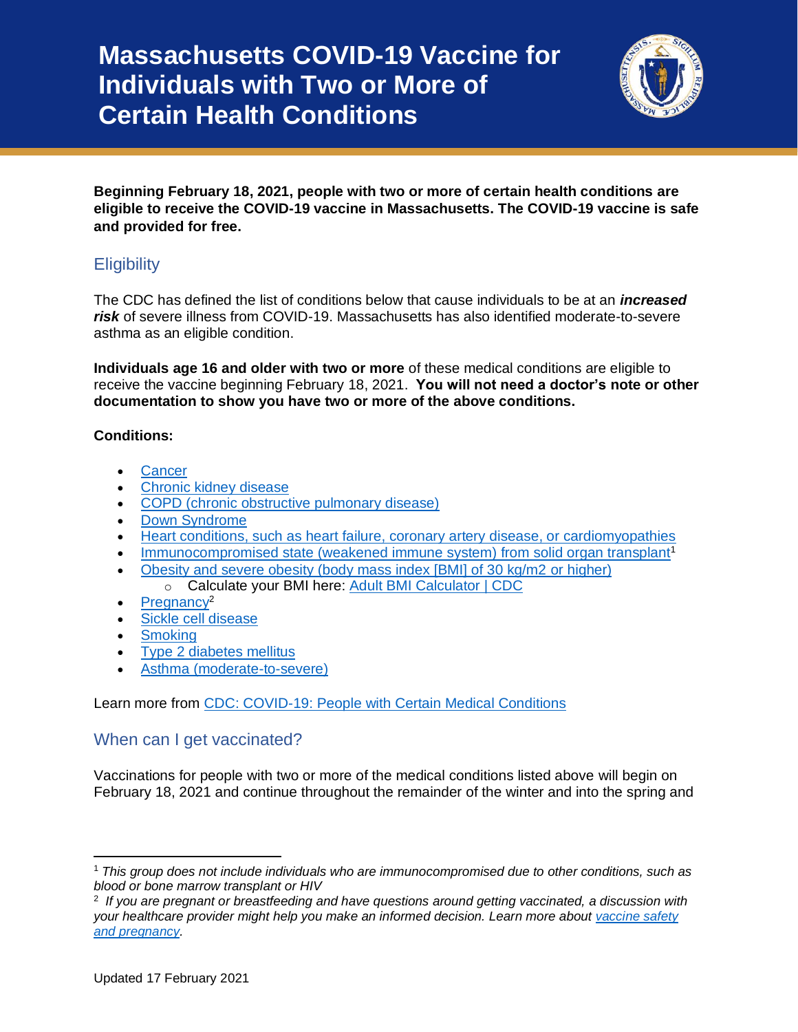# Massachusetts COVID-19 Vaccine for Individuals with Two or More of Certain Health Conditions

**Beginning February 18, 2021, people with two or more of certain health conditions are eligible to receive the COVID-19 vaccine in Massachusetts. The COVID-19 vaccine is safe and provided for free.**

## Eligibility

The CDC has defined the list of conditions below that cause individuals to be at an ***increased risk*** of severe illness from COVID-19. Massachusetts has also identified moderate-to-severe asthma as an eligible condition.

**Individuals age 16 and older with two or more** of these medical conditions are eligible to receive the vaccine beginning February 18, 2021. **You will not need a doctor's note or other documentation to show you have two or more of the above conditions.**

**Conditions:**

- Cancer
- Chronic kidney disease
- COPD (chronic obstructive pulmonary disease)
- Down Syndrome
- Heart conditions, such as heart failure, coronary artery disease, or cardiomyopathies
- Immunocompromised state (weakened immune system) from solid organ transplant[1]
- Obesity and severe obesity (body mass index [BMI] of 30 kg/m2 or higher)
  - Calculate your BMI here: Adult BMI Calculator | CDC
- Pregnancy[2]
- Sickle cell disease
- Smoking
- Type 2 diabetes mellitus
- Asthma (moderate-to-severe)

Learn more from CDC: COVID-19: People with Certain Medical Conditions

## When can I get vaccinated?

Vaccinations for people with two or more of the medical conditions listed above will begin on February 18, 2021 and continue throughout the remainder of the winter and into the spring and

---

[1] *This group does not include individuals who are immunocompromised due to other conditions, such as blood or bone marrow transplant or HIV*

[2] *If you are pregnant or breastfeeding and have questions around getting vaccinated, a discussion with your healthcare provider might help you make an informed decision. Learn more about vaccine safety and pregnancy.*

Updated 17 February 2021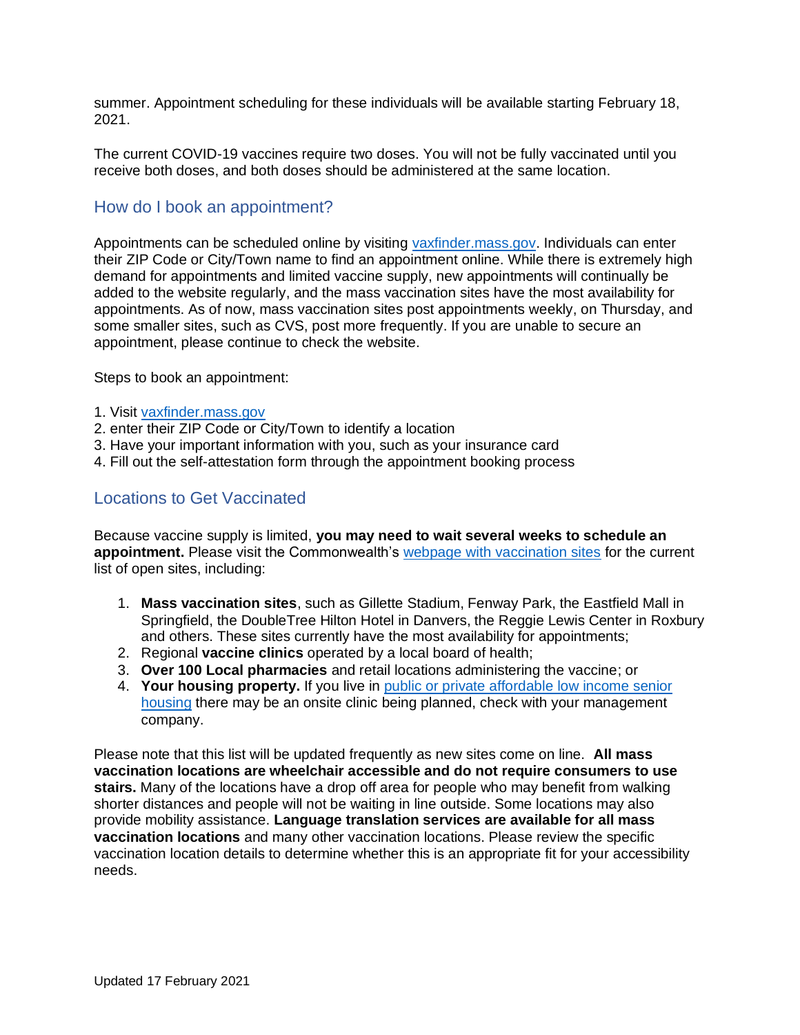summer. Appointment scheduling for these individuals will be available starting February 18, 2021.

The current COVID-19 vaccines require two doses. You will not be fully vaccinated until you receive both doses, and both doses should be administered at the same location.

## How do I book an appointment?

Appointments can be scheduled online by visiting [vaxfinder.mass.gov](vaxfinder.mass.gov). Individuals can enter their ZIP Code or City/Town name to find an appointment online. While there is extremely high demand for appointments and limited vaccine supply, new appointments will continually be added to the website regularly, and the mass vaccination sites have the most availability for appointments. As of now, mass vaccination sites post appointments weekly, on Thursday, and some smaller sites, such as CVS, post more frequently. If you are unable to secure an appointment, please continue to check the website.

Steps to book an appointment:

1. Visit [vaxfinder.mass.gov](vaxfinder.mass.gov)
2. enter their ZIP Code or City/Town to identify a location
3. Have your important information with you, such as your insurance card
4. Fill out the self-attestation form through the appointment booking process

## Locations to Get Vaccinated

Because vaccine supply is limited, **you may need to wait several weeks to schedule an appointment.** Please visit the Commonwealth's webpage with vaccination sites for the current list of open sites, including:

1. **Mass vaccination sites**, such as Gillette Stadium, Fenway Park, the Eastfield Mall in Springfield, the DoubleTree Hilton Hotel in Danvers, the Reggie Lewis Center in Roxbury and others. These sites currently have the most availability for appointments;
2. Regional **vaccine clinics** operated by a local board of health;
3. **Over 100 Local pharmacies** and retail locations administering the vaccine; or
4. **Your housing property.** If you live in public or private affordable low income senior housing there may be an onsite clinic being planned, check with your management company.

Please note that this list will be updated frequently as new sites come on line. **All mass vaccination locations are wheelchair accessible and do not require consumers to use stairs.** Many of the locations have a drop off area for people who may benefit from walking shorter distances and people will not be waiting in line outside. Some locations may also provide mobility assistance. **Language translation services are available for all mass vaccination locations** and many other vaccination locations. Please review the specific vaccination location details to determine whether this is an appropriate fit for your accessibility needs.

Updated 17 February 2021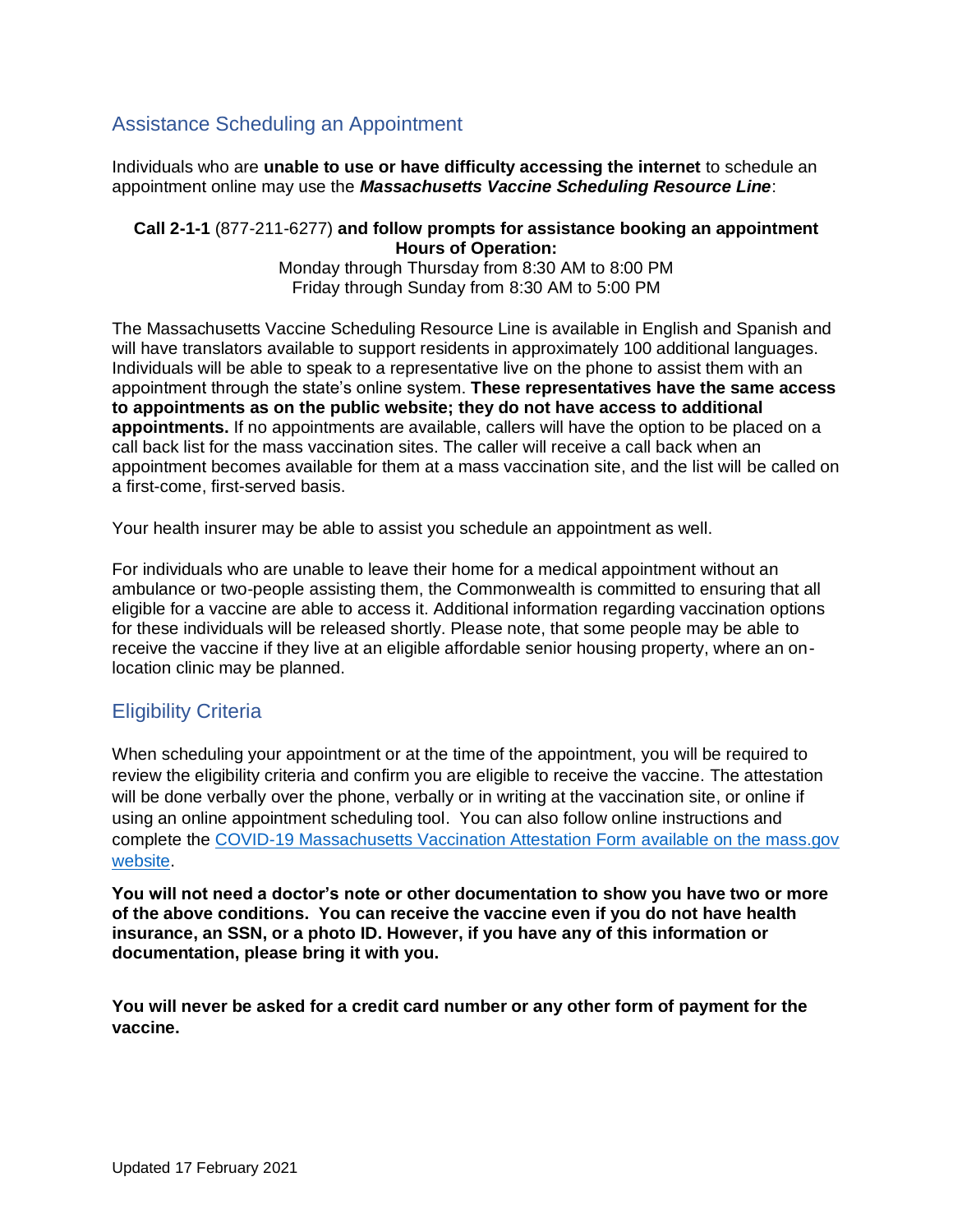## Assistance Scheduling an Appointment

Individuals who are **unable to use or have difficulty accessing the internet** to schedule an appointment online may use the ***Massachusetts Vaccine Scheduling Resource Line***:

**Call 2-1-1** (877-211-6277) **and follow prompts for assistance booking an appointment**
**Hours of Operation:**
Monday through Thursday from 8:30 AM to 8:00 PM
Friday through Sunday from 8:30 AM to 5:00 PM

The Massachusetts Vaccine Scheduling Resource Line is available in English and Spanish and will have translators available to support residents in approximately 100 additional languages. Individuals will be able to speak to a representative live on the phone to assist them with an appointment through the state's online system. **These representatives have the same access to appointments as on the public website; they do not have access to additional appointments.** If no appointments are available, callers will have the option to be placed on a call back list for the mass vaccination sites. The caller will receive a call back when an appointment becomes available for them at a mass vaccination site, and the list will be called on a first-come, first-served basis.

Your health insurer may be able to assist you schedule an appointment as well.

For individuals who are unable to leave their home for a medical appointment without an ambulance or two-people assisting them, the Commonwealth is committed to ensuring that all eligible for a vaccine are able to access it. Additional information regarding vaccination options for these individuals will be released shortly. Please note, that some people may be able to receive the vaccine if they live at an eligible affordable senior housing property, where an on-location clinic may be planned.

## Eligibility Criteria

When scheduling your appointment or at the time of the appointment, you will be required to review the eligibility criteria and confirm you are eligible to receive the vaccine. The attestation will be done verbally over the phone, verbally or in writing at the vaccination site, or online if using an online appointment scheduling tool. You can also follow online instructions and complete the [COVID-19 Massachusetts Vaccination Attestation Form available on the mass.gov website](#).

**You will not need a doctor's note or other documentation to show you have two or more of the above conditions. You can receive the vaccine even if you do not have health insurance, an SSN, or a photo ID. However, if you have any of this information or documentation, please bring it with you.**

**You will never be asked for a credit card number or any other form of payment for the vaccine.**

Updated 17 February 2021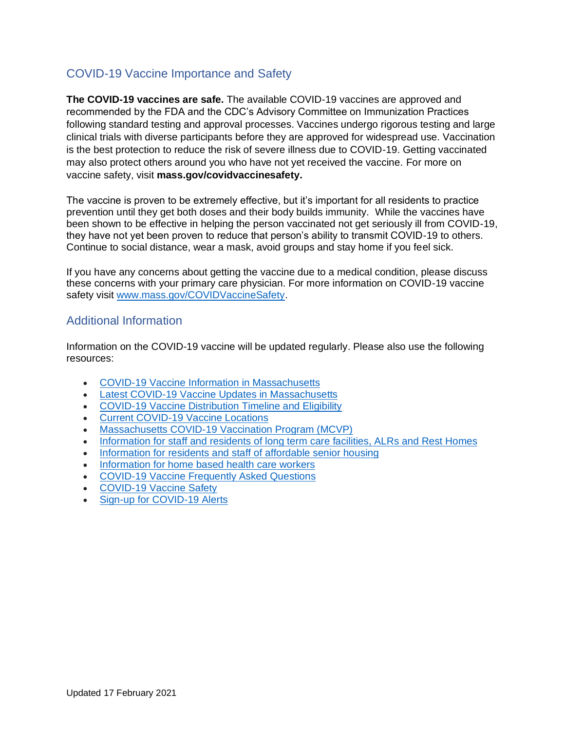## COVID-19 Vaccine Importance and Safety

**The COVID-19 vaccines are safe.** The available COVID-19 vaccines are approved and recommended by the FDA and the CDC's Advisory Committee on Immunization Practices following standard testing and approval processes. Vaccines undergo rigorous testing and large clinical trials with diverse participants before they are approved for widespread use. Vaccination is the best protection to reduce the risk of severe illness due to COVID-19. Getting vaccinated may also protect others around you who have not yet received the vaccine. For more on vaccine safety, visit **mass.gov/covidvaccinesafety.**

The vaccine is proven to be extremely effective, but it's important for all residents to practice prevention until they get both doses and their body builds immunity. While the vaccines have been shown to be effective in helping the person vaccinated not get seriously ill from COVID-19, they have not yet been proven to reduce that person's ability to transmit COVID-19 to others. Continue to social distance, wear a mask, avoid groups and stay home if you feel sick.

If you have any concerns about getting the vaccine due to a medical condition, please discuss these concerns with your primary care physician. For more information on COVID-19 vaccine safety visit www.mass.gov/COVIDVaccineSafety.

## Additional Information

Information on the COVID-19 vaccine will be updated regularly. Please also use the following resources:

- COVID-19 Vaccine Information in Massachusetts
- Latest COVID-19 Vaccine Updates in Massachusetts
- COVID-19 Vaccine Distribution Timeline and Eligibility
- Current COVID-19 Vaccine Locations
- Massachusetts COVID-19 Vaccination Program (MCVP)
- Information for staff and residents of long term care facilities, ALRs and Rest Homes
- Information for residents and staff of affordable senior housing
- Information for home based health care workers
- COVID-19 Vaccine Frequently Asked Questions
- COVID-19 Vaccine Safety
- Sign-up for COVID-19 Alerts

Updated 17 February 2021